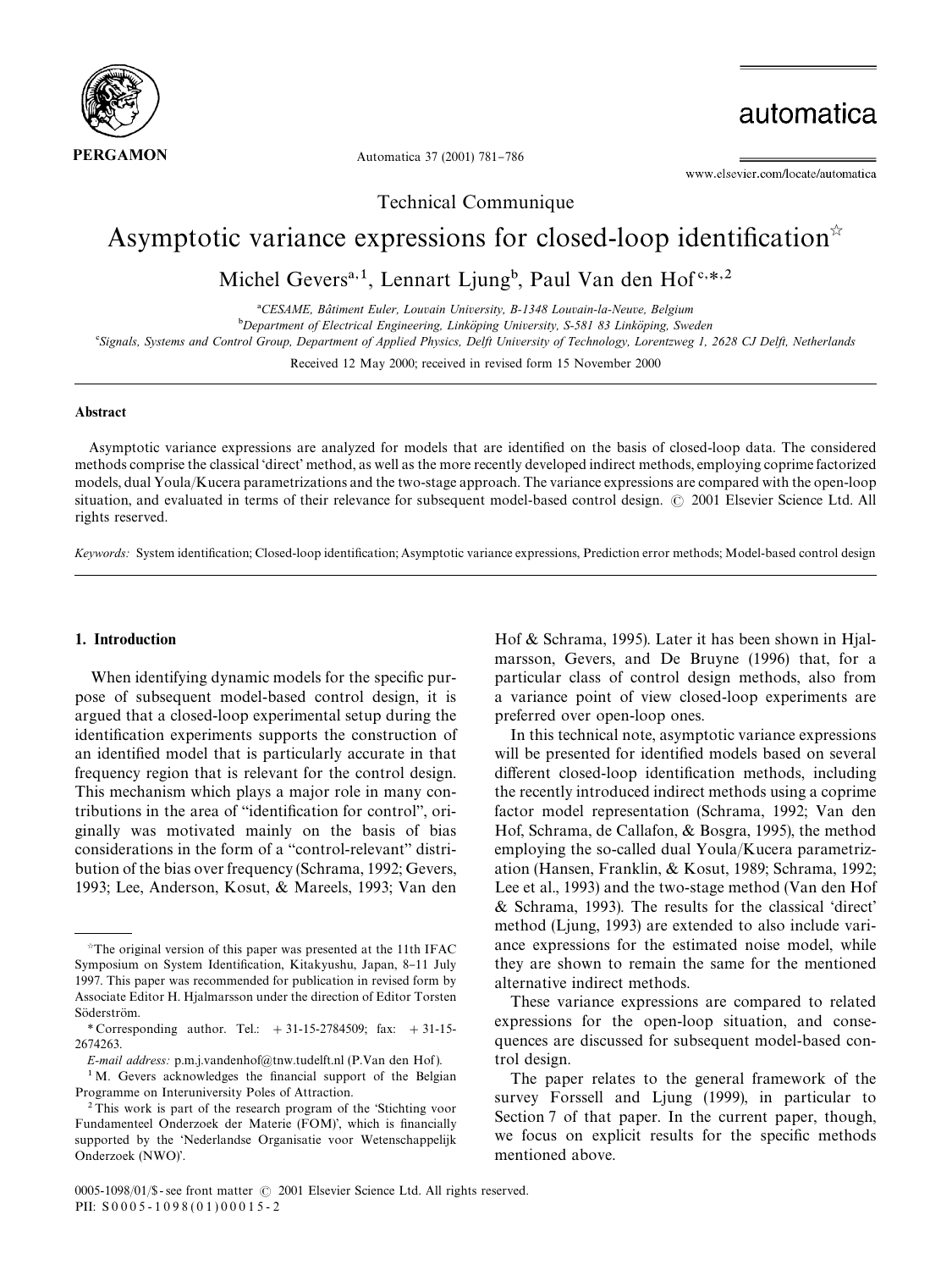Technical Communique

# Asymptotic variance expressions for closed-loop identification[☆]

Michel Gevers[a,1], Lennart Ljung[b], Paul Van den Hof[c,*,2]

[a]CESAME, Bâtiment Euler, Louvain University, B-1348 Louvain-la-Neuve, Belgium

[b]Department of Electrical Engineering, Linköping University, S-581 83 Linköping, Sweden

[c]Signals, Systems and Control Group, Department of Applied Physics, Delft University of Technology, Lorentzweg 1, 2628 CJ Delft, Netherlands

Received 12 May 2000; received in revised form 15 November 2000

## Abstract

Asymptotic variance expressions are analyzed for models that are identified on the basis of closed-loop data. The considered methods comprise the classical 'direct' method, as well as the more recently developed indirect methods, employing coprime factorized models, dual Youla/Kucera parametrizations and the two-stage approach. The variance expressions are compared with the open-loop situation, and evaluated in terms of their relevance for subsequent model-based control design. © 2001 Elsevier Science Ltd. All rights reserved.

*Keywords:* System identification; Closed-loop identification; Asymptotic variance expressions, Prediction error methods; Model-based control design

## 1. Introduction

When identifying dynamic models for the specific purpose of subsequent model-based control design, it is argued that a closed-loop experimental setup during the identification experiments supports the construction of an identified model that is particularly accurate in that frequency region that is relevant for the control design. This mechanism which plays a major role in many contributions in the area of "identification for control", originally was motivated mainly on the basis of bias considerations in the form of a "control-relevant" distribution of the bias over frequency (Schrama, 1992; Gevers, 1993; Lee, Anderson, Kosut, & Mareels, 1993; Van den Hof & Schrama, 1995). Later it has been shown in Hjalmarsson, Gevers, and De Bruyne (1996) that, for a particular class of control design methods, also from a variance point of view closed-loop experiments are preferred over open-loop ones.

In this technical note, asymptotic variance expressions will be presented for identified models based on several different closed-loop identification methods, including the recently introduced indirect methods using a coprime factor model representation (Schrama, 1992; Van den Hof, Schrama, de Callafon, & Bosgra, 1995), the method employing the so-called dual Youla/Kucera parametrization (Hansen, Franklin, & Kosut, 1989; Schrama, 1992; Lee et al., 1993) and the two-stage method (Van den Hof & Schrama, 1993). The results for the classical 'direct' method (Ljung, 1993) are extended to also include variance expressions for the estimated noise model, while they are shown to remain the same for the mentioned alternative indirect methods.

These variance expressions are compared to related expressions for the open-loop situation, and consequences are discussed for subsequent model-based control design.

The paper relates to the general framework of the survey Forssell and Ljung (1999), in particular to Section 7 of that paper. In the current paper, though, we focus on explicit results for the specific methods mentioned above.

---

[☆]The original version of this paper was presented at the 11th IFAC Symposium on System Identification, Kitakyushu, Japan, 8–11 July 1997. This paper was recommended for publication in revised form by Associate Editor H. Hjalmarsson under the direction of Editor Torsten Söderström.

*Corresponding author. Tel.: +31-15-2784509; fax: +31-15-2674263.

*E-mail address:* p.m.j.vandenhof@tnw.tudelft.nl (P.Van den Hof).

[1]M. Gevers acknowledges the financial support of the Belgian Programme on Interuniversity Poles of Attraction.

[2]This work is part of the research program of the 'Stichting voor Fundamenteel Onderzoek der Materie (FOM)', which is financially supported by the 'Nederlandse Organisatie voor Wetenschappelijk Onderzoek (NWO)'.

0005-1098/01/$ - see front matter © 2001 Elsevier Science Ltd. All rights reserved.
PII: S0005-1098(01)00015-2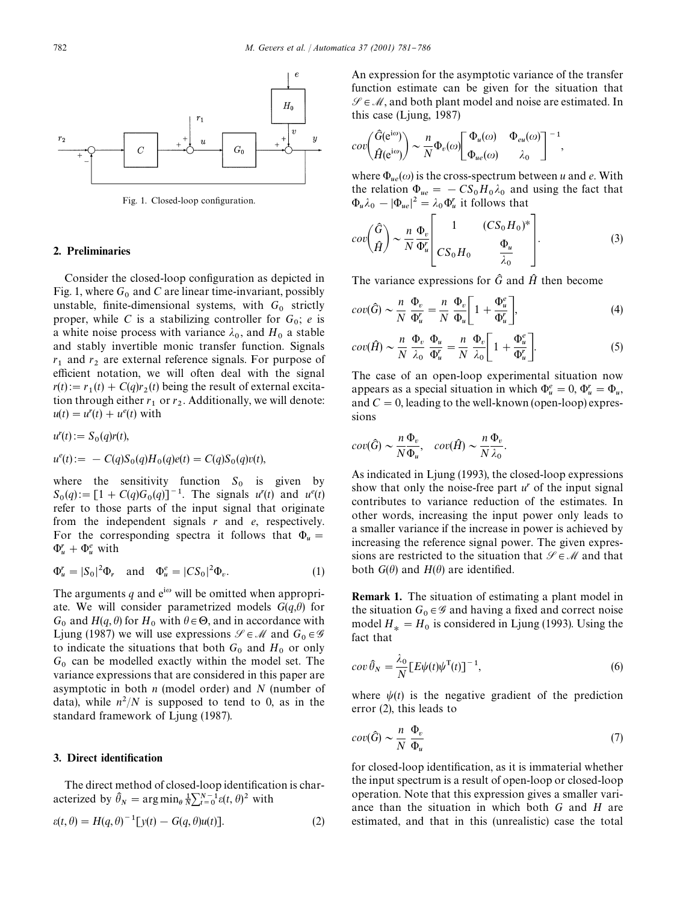Fig. 1. Closed-loop configuration.

## 2. Preliminaries

Consider the closed-loop configuration as depicted in Fig. 1, where $G_0$ and $C$ are linear time-invariant, possibly unstable, finite-dimensional systems, with $G_0$ strictly proper, while $C$ is a stabilizing controller for $G_0$; $e$ is a white noise process with variance $\lambda_0$, and $H_0$ a stable and stably invertible monic transfer function. Signals $r_1$ and $r_2$ are external reference signals. For purpose of efficient notation, we will often deal with the signal $r(t) := r_1(t) + C(q)r_2(t)$ being the result of external excitation through either $r_1$ or $r_2$. Additionally, we will denote: $u(t) = u^r(t) + u^e(t)$ with

$$u^r(t) := S_0(q)r(t),$$

$$u^e(t) := -C(q)S_0(q)H_0(q)e(t) = C(q)S_0(q)v(t),$$

where the sensitivity function $S_0$ is given by $S_0(q) := [1 + C(q)G_0(q)]^{-1}$. The signals $u^r(t)$ and $u^e(t)$ refer to those parts of the input signal that originate from the independent signals $r$ and $e$, respectively. For the corresponding spectra it follows that $\Phi_u = \Phi_u^r + \Phi_u^e$ with

$$\Phi_u^r = |S_0|^2 \Phi_r \quad \text{and} \quad \Phi_u^e = |CS_0|^2 \Phi_v. \tag{1}$$

The arguments $q$ and $e^{i\omega}$ will be omitted when appropriate. We will consider parametrized models $G(q,\theta)$ for $G_0$ and $H(q,\theta)$ for $H_0$ with $\theta \in \Theta$, and in accordance with Ljung (1987) we will use expressions $\mathscr{S} \in \mathscr{M}$ and $G_0 \in \mathscr{G}$ to indicate the situations that both $G_0$ and $H_0$ or only $G_0$ can be modelled exactly within the model set. The variance expressions that are considered in this paper are asymptotic in both $n$ (model order) and $N$ (number of data), while $n^2/N$ is supposed to tend to 0, as in the standard framework of Ljung (1987).

## 3. Direct identification

The direct method of closed-loop identification is characterized by $\hat{\theta}_N = \arg\min_\theta \frac{1}{N}\sum_{t=0}^{N-1} \varepsilon(t,\theta)^2$ with

$$\varepsilon(t,\theta) = H(q,\theta)^{-1}[y(t) - G(q,\theta)u(t)]. \tag{2}$$

An expression for the asymptotic variance of the transfer function estimate can be given for the situation that $\mathscr{S} \in \mathscr{M}$, and both plant model and noise are estimated. In this case (Ljung, 1987)

$$cov\begin{pmatrix} \hat{G}(e^{i\omega}) \\ \hat{H}(e^{i\omega}) \end{pmatrix} \sim \frac{n}{N}\Phi_v(\omega)\begin{bmatrix} \Phi_u(\omega) & \Phi_{eu}(\omega) \\ \Phi_{ue}(\omega) & \lambda_0 \end{bmatrix}^{-1},$$

where $\Phi_{ue}(\omega)$ is the cross-spectrum between $u$ and $e$. With the relation $\Phi_{ue} = -CS_0H_0\lambda_0$ and using the fact that $\Phi_u\lambda_0 - |\Phi_{ue}|^2 = \lambda_0\Phi_u^r$ it follows that

$$cov\begin{pmatrix} \hat{G} \\ \hat{H} \end{pmatrix} \sim \frac{n}{N}\frac{\Phi_v}{\Phi_u^r}\begin{bmatrix} 1 & (CS_0H_0)^* \\ CS_0H_0 & \dfrac{\Phi_u}{\lambda_0} \end{bmatrix}. \tag{3}$$

The variance expressions for $\hat{G}$ and $\hat{H}$ then become

$$cov(\hat{G}) \sim \frac{n}{N}\frac{\Phi_v}{\Phi_u^r} = \frac{n}{N}\frac{\Phi_v}{\Phi_u}\left[1 + \frac{\Phi_u^e}{\Phi_u^r}\right], \tag{4}$$

$$cov(\hat{H}) \sim \frac{n}{N}\frac{\Phi_v}{\lambda_0}\frac{\Phi_u}{\Phi_u^r} = \frac{n}{N}\frac{\Phi_v}{\lambda_0}\left[1 + \frac{\Phi_u^e}{\Phi_u^r}\right]. \tag{5}$$

The case of an open-loop experimental situation now appears as a special situation in which $\Phi_u^e = 0$, $\Phi_u^r = \Phi_u$, and $C = 0$, leading to the well-known (open-loop) expressions

$$cov(\hat{G}) \sim \frac{n}{N}\frac{\Phi_v}{\Phi_u}, \quad cov(\hat{H}) \sim \frac{n}{N}\frac{\Phi_v}{\lambda_0}.$$

As indicated in Ljung (1993), the closed-loop expressions show that only the noise-free part $u^r$ of the input signal contributes to variance reduction of the estimates. In other words, increasing the input power only leads to a smaller variance if the increase in power is achieved by increasing the reference signal power. The given expressions are restricted to the situation that $\mathscr{S} \in \mathscr{M}$ and that both $G(\theta)$ and $H(\theta)$ are identified.

**Remark 1.** The situation of estimating a plant model in the situation $G_0 \in \mathscr{G}$ and having a fixed and correct noise model $H_* = H_0$ is considered in Ljung (1993). Using the fact that

$$cov\,\hat{\theta}_N = \frac{\lambda_0}{N}[E\psi(t)\psi^T(t)]^{-1}, \tag{6}$$

where $\psi(t)$ is the negative gradient of the prediction error (2), this leads to

$$cov(\hat{G}) \sim \frac{n}{N}\frac{\Phi_v}{\Phi_u} \tag{7}$$

for closed-loop identification, as it is immaterial whether the input spectrum is a result of open-loop or closed-loop operation. Note that this expression gives a smaller variance than the situation in which both $G$ and $H$ are estimated, and that in this (unrealistic) case the total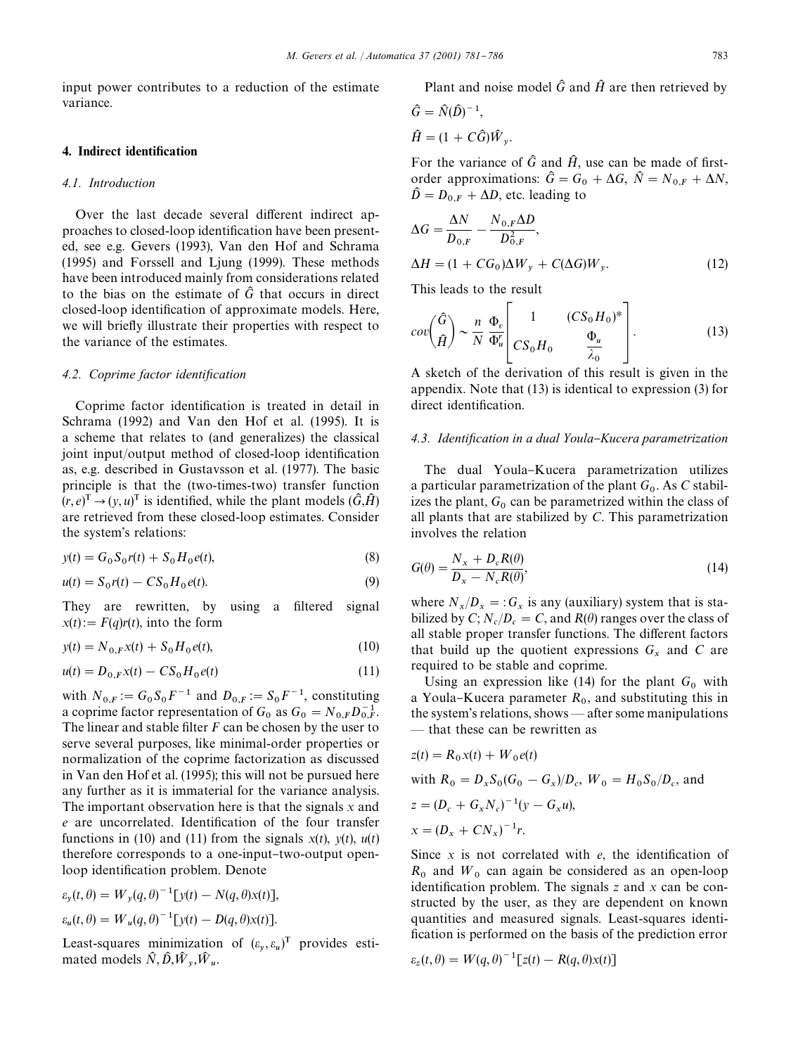input power contributes to a reduction of the estimate variance.

## 4. Indirect identification

### 4.1. Introduction

Over the last decade several different indirect approaches to closed-loop identification have been presented, see e.g. Gevers (1993), Van den Hof and Schrama (1995) and Forssell and Ljung (1999). These methods have been introduced mainly from considerations related to the bias on the estimate of $\hat{G}$ that occurs in direct closed-loop identification of approximate models. Here, we will briefly illustrate their properties with respect to the variance of the estimates.

### 4.2. Coprime factor identification

Coprime factor identification is treated in detail in Schrama (1992) and Van den Hof et al. (1995). It is a scheme that relates to (and generalizes) the classical joint input/output method of closed-loop identification as, e.g. described in Gustavsson et al. (1977). The basic principle is that the (two-times-two) transfer function $(r,e)^{\mathrm{T}} \to (y,u)^{\mathrm{T}}$ is identified, while the plant models $(\hat{G},\hat{H})$ are retrieved from these closed-loop estimates. Consider the system's relations:

$$y(t) = G_0 S_0 r(t) + S_0 H_0 e(t), \tag{8}$$

$$u(t) = S_0 r(t) - C S_0 H_0 e(t). \tag{9}$$

They are rewritten, by using a filtered signal $x(t) := F(q) r(t)$, into the form

$$y(t) = N_{0,F} x(t) + S_0 H_0 e(t), \tag{10}$$

$$u(t) = D_{0,F} x(t) - C S_0 H_0 e(t) \tag{11}$$

with $N_{0,F} := G_0 S_0 F^{-1}$ and $D_{0,F} := S_0 F^{-1}$, constituting a coprime factor representation of $G_0$ as $G_0 = N_{0,F} D_{0,F}^{-1}$. The linear and stable filter $F$ can be chosen by the user to serve several purposes, like minimal-order properties or normalization of the coprime factorization as discussed in Van den Hof et al. (1995); this will not be pursued here any further as it is immaterial for the variance analysis. The important observation here is that the signals $x$ and $e$ are uncorrelated. Identification of the four transfer functions in (10) and (11) from the signals $x(t)$, $y(t)$, $u(t)$ therefore corresponds to a one-input–two-output open-loop identification problem. Denote

$$\varepsilon_y(t,\theta) = W_y(q,\theta)^{-1}[y(t) - N(q,\theta)x(t)],$$

$$\varepsilon_u(t,\theta) = W_u(q,\theta)^{-1}[y(t) - D(q,\theta)x(t)].$$

Least-squares minimization of $(\varepsilon_y, \varepsilon_u)^{\mathrm{T}}$ provides estimated models $\hat{N}, \hat{D}, \hat{W}_y, \hat{W}_u$.

Plant and noise model $\hat{G}$ and $\hat{H}$ are then retrieved by

$$\hat{G} = \hat{N}(\hat{D})^{-1},$$

$$\hat{H} = (1 + C\hat{G})\hat{W}_y.$$

For the variance of $\hat{G}$ and $\hat{H}$, use can be made of first-order approximations: $\hat{G} = G_0 + \Delta G$, $\hat{N} = N_{0,F} + \Delta N$, $\hat{D} = D_{0,F} + \Delta D$, etc. leading to

$$\Delta G = \frac{\Delta N}{D_{0,F}} - \frac{N_{0,F}\Delta D}{D_{0,F}^2},$$

$$\Delta H = (1 + CG_0)\Delta W_y + C(\Delta G)W_y. \tag{12}$$

This leads to the result

$$cov\begin{pmatrix} \hat{G} \\ \hat{H} \end{pmatrix} \sim \frac{n}{N}\frac{\Phi_v}{\Phi_u^r}\begin{bmatrix} 1 & (CS_0H_0)^* \\ CS_0H_0 & \dfrac{\Phi_u}{\lambda_0} \end{bmatrix}. \tag{13}$$

A sketch of the derivation of this result is given in the appendix. Note that (13) is identical to expression (3) for direct identification.

### 4.3. Identification in a dual Youla–Kucera parametrization

The dual Youla–Kucera parametrization utilizes a particular parametrization of the plant $G_0$. As $C$ stabilizes the plant, $G_0$ can be parametrized within the class of all plants that are stabilized by $C$. This parametrization involves the relation

$$G(\theta) = \frac{N_x + D_c R(\theta)}{D_x - N_c R(\theta)}, \tag{14}$$

where $N_x/D_x =: G_x$ is any (auxiliary) system that is stabilized by $C$; $N_c/D_c = C$, and $R(\theta)$ ranges over the class of all stable proper transfer functions. The different factors that build up the quotient expressions $G_x$ and $C$ are required to be stable and coprime.

Using an expression like (14) for the plant $G_0$ with a Youla–Kucera parameter $R_0$, and substituting this in the system's relations, shows — after some manipulations — that these can be rewritten as

$$z(t) = R_0 x(t) + W_0 e(t)$$

with $R_0 = D_x S_0 (G_0 - G_x)/D_c$, $W_0 = H_0 S_0 / D_c$, and

$$z = (D_c + G_x N_c)^{-1}(y - G_x u),$$

$$x = (D_x + C N_x)^{-1} r.$$

Since $x$ is not correlated with $e$, the identification of $R_0$ and $W_0$ can again be considered as an open-loop identification problem. The signals $z$ and $x$ can be constructed by the user, as they are dependent on known quantities and measured signals. Least-squares identification is performed on the basis of the prediction error

$$\varepsilon_z(t,\theta) = W(q,\theta)^{-1}[z(t) - R(q,\theta)x(t)]$$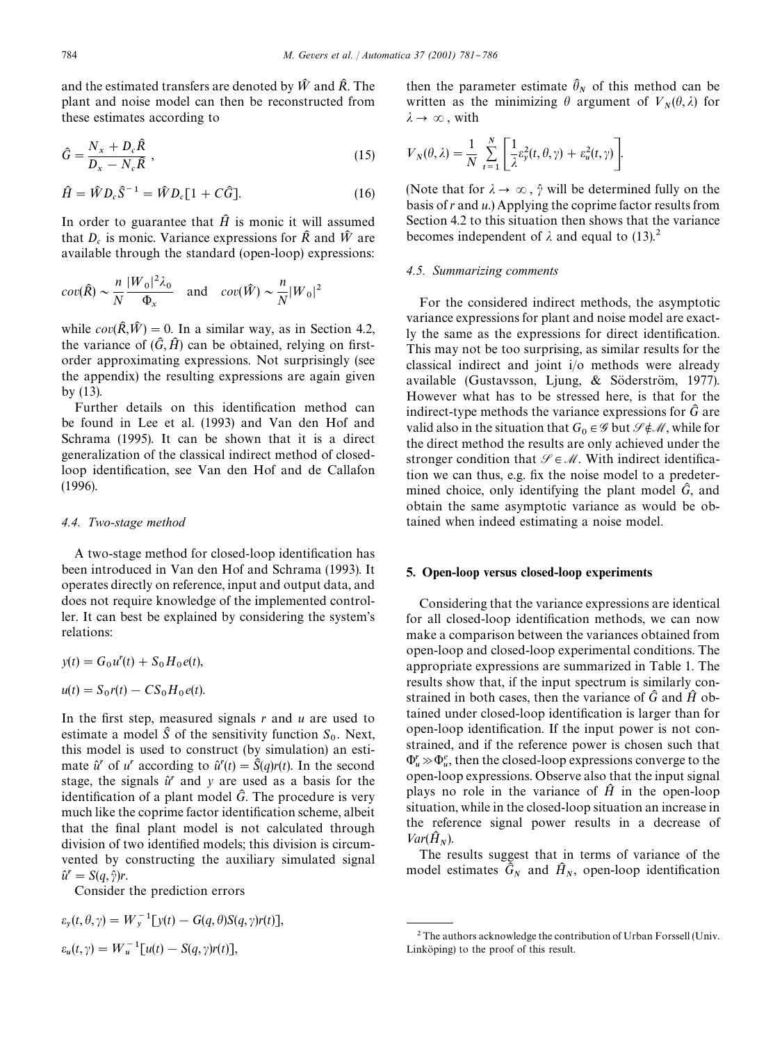and the estimated transfers are denoted by $\hat{W}$ and $\hat{R}$. The plant and noise model can then be reconstructed from these estimates according to

$$\hat{G} = \frac{N_x + D_c \hat{R}}{D_x - N_c \hat{R}}, \tag{15}$$

$$\hat{H} = \hat{W} D_c \hat{S}^{-1} = \hat{W} D_c [1 + C\hat{G}]. \tag{16}$$

In order to guarantee that $\hat{H}$ is monic it will assumed that $D_c$ is monic. Variance expressions for $\hat{R}$ and $\hat{W}$ are available through the standard (open-loop) expressions:

$$cov(\hat{R}) \sim \frac{n}{N} \frac{|W_0|^2 \lambda_0}{\Phi_x} \quad \text{and} \quad cov(\hat{W}) \sim \frac{n}{N} |W_0|^2$$

while $cov(\hat{R}, \hat{W}) = 0$. In a similar way, as in Section 4.2, the variance of $(\hat{G}, \hat{H})$ can be obtained, relying on first-order approximating expressions. Not surprisingly (see the appendix) the resulting expressions are again given by (13).

Further details on this identification method can be found in Lee et al. (1993) and Van den Hof and Schrama (1995). It can be shown that it is a direct generalization of the classical indirect method of closed-loop identification, see Van den Hof and de Callafon (1996).

### 4.4. Two-stage method

A two-stage method for closed-loop identification has been introduced in Van den Hof and Schrama (1993). It operates directly on reference, input and output data, and does not require knowledge of the implemented controller. It can best be explained by considering the system's relations:

$$y(t) = G_0 u^r(t) + S_0 H_0 e(t),$$

$$u(t) = S_0 r(t) - C S_0 H_0 e(t).$$

In the first step, measured signals $r$ and $u$ are used to estimate a model $\hat{S}$ of the sensitivity function $S_0$. Next, this model is used to construct (by simulation) an estimate $\hat{u}^r$ of $u^r$ according to $\hat{u}^r(t) = \hat{S}(q) r(t)$. In the second stage, the signals $\hat{u}^r$ and $y$ are used as a basis for the identification of a plant model $\hat{G}$. The procedure is very much like the coprime factor identification scheme, albeit that the final plant model is not calculated through division of two identified models; this division is circumvented by constructing the auxiliary simulated signal $\hat{u}^r = S(q, \hat{\gamma}) r$.

Consider the prediction errors

$$\varepsilon_y(t, \theta, \gamma) = W_y^{-1}[y(t) - G(q, \theta) S(q, \gamma) r(t)],$$

$$\varepsilon_u(t, \gamma) = W_u^{-1}[u(t) - S(q, \gamma) r(t)],$$

then the parameter estimate $\hat{\theta}_N$ of this method can be written as the minimizing $\theta$ argument of $V_N(\theta, \lambda)$ for $\lambda \to \infty$, with

$$V_N(\theta, \lambda) = \frac{1}{N} \sum_{t=1}^{N} \left[ \frac{1}{\lambda} \varepsilon_y^2(t, \theta, \gamma) + \varepsilon_u^2(t, \gamma) \right].$$

(Note that for $\lambda \to \infty$, $\hat{\gamma}$ will be determined fully on the basis of $r$ and $u$.) Applying the coprime factor results from Section 4.2 to this situation then shows that the variance becomes independent of $\lambda$ and equal to (13).[2]

### 4.5. Summarizing comments

For the considered indirect methods, the asymptotic variance expressions for plant and noise model are exactly the same as the expressions for direct identification. This may not be too surprising, as similar results for the classical indirect and joint i/o methods were already available (Gustavsson, Ljung, & Söderström, 1977). However what has to be stressed here, is that for the indirect-type methods the variance expressions for $\hat{G}$ are valid also in the situation that $G_0 \in \mathscr{G}$ but $\mathscr{S} \notin \mathscr{M}$, while for the direct method the results are only achieved under the stronger condition that $\mathscr{S} \in \mathscr{M}$. With indirect identification we can thus, e.g. fix the noise model to a predetermined choice, only identifying the plant model $\hat{G}$, and obtain the same asymptotic variance as would be obtained when indeed estimating a noise model.

## 5. Open-loop versus closed-loop experiments

Considering that the variance expressions are identical for all closed-loop identification methods, we can now make a comparison between the variances obtained from open-loop and closed-loop experimental conditions. The appropriate expressions are summarized in Table 1. The results show that, if the input spectrum is similarly constrained in both cases, then the variance of $\hat{G}$ and $\hat{H}$ obtained under closed-loop identification is larger than for open-loop identification. If the input power is not constrained, and if the reference power is chosen such that $\Phi_u^r \gg \Phi_u^e$, then the closed-loop expressions converge to the open-loop expressions. Observe also that the input signal plays no role in the variance of $\hat{H}$ in the open-loop situation, while in the closed-loop situation an increase in the reference signal power results in a decrease of $Var(\hat{H}_N)$.

The results suggest that in terms of variance of the model estimates $\hat{G}_N$ and $\hat{H}_N$, open-loop identification

[2] The authors acknowledge the contribution of Urban Forssell (Univ. Linköping) to the proof of this result.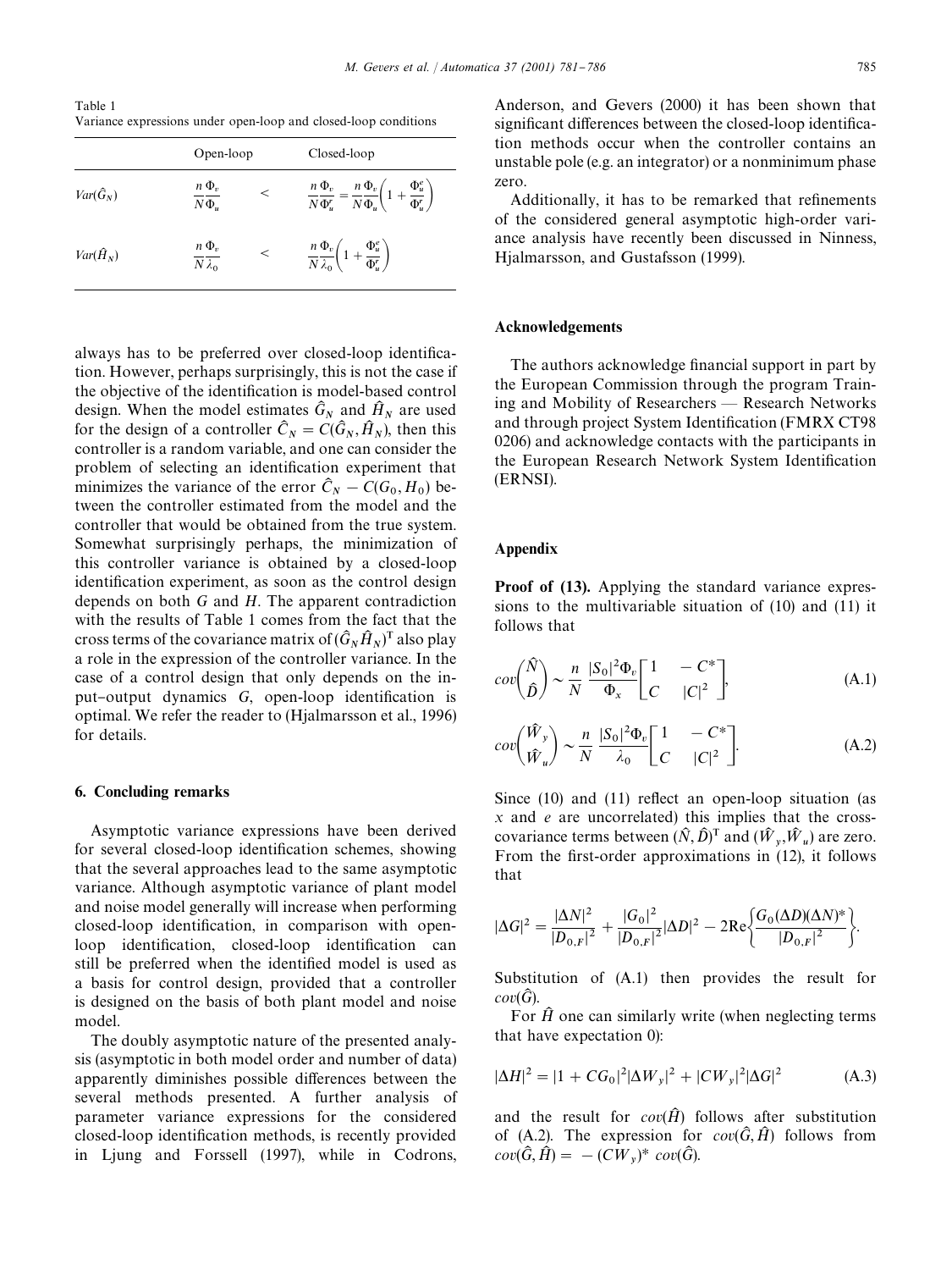Table 1
Variance expressions under open-loop and closed-loop conditions

| | Open-loop | | Closed-loop |
|---|---|---|---|
| $Var(\hat{G}_N)$ | $\frac{n}{N}\frac{\Phi_v}{\Phi_u}$ | $<$ | $\frac{n}{N}\frac{\Phi_v}{\Phi_u^r} = \frac{n}{N}\frac{\Phi_v}{\Phi_u}\left(1 + \frac{\Phi_u^e}{\Phi_u^r}\right)$ |
| $Var(\hat{H}_N)$ | $\frac{n}{N}\frac{\Phi_v}{\lambda_0}$ | $<$ | $\frac{n}{N}\frac{\Phi_v}{\lambda_0}\left(1 + \frac{\Phi_u^e}{\Phi_u^r}\right)$ |

always has to be preferred over closed-loop identification. However, perhaps surprisingly, this is not the case if the objective of the identification is model-based control design. When the model estimates $\hat{G}_N$ and $\hat{H}_N$ are used for the design of a controller $\hat{C}_N = C(\hat{G}_N, \hat{H}_N)$, then this controller is a random variable, and one can consider the problem of selecting an identification experiment that minimizes the variance of the error $\hat{C}_N - C(G_0, H_0)$ between the controller estimated from the model and the controller that would be obtained from the true system. Somewhat surprisingly perhaps, the minimization of this controller variance is obtained by a closed-loop identification experiment, as soon as the control design depends on both $G$ and $H$. The apparent contradiction with the results of Table 1 comes from the fact that the cross terms of the covariance matrix of $(\hat{G}_N \hat{H}_N)^{\mathrm{T}}$ also play a role in the expression of the controller variance. In the case of a control design that only depends on the input–output dynamics $G$, open-loop identification is optimal. We refer the reader to (Hjalmarsson et al., 1996) for details.

## 6. Concluding remarks

Asymptotic variance expressions have been derived for several closed-loop identification schemes, showing that the several approaches lead to the same asymptotic variance. Although asymptotic variance of plant model and noise model generally will increase when performing closed-loop identification, in comparison with open-loop identification, closed-loop identification can still be preferred when the identified model is used as a basis for control design, provided that a controller is designed on the basis of both plant model and noise model.

The doubly asymptotic nature of the presented analysis (asymptotic in both model order and number of data) apparently diminishes possible differences between the several methods presented. A further analysis of parameter variance expressions for the considered closed-loop identification methods, is recently provided in Ljung and Forssell (1997), while in Codrons, Anderson, and Gevers (2000) it has been shown that significant differences between the closed-loop identification methods occur when the controller contains an unstable pole (e.g. an integrator) or a nonminimum phase zero.

Additionally, it has to be remarked that refinements of the considered general asymptotic high-order variance analysis have recently been discussed in Ninness, Hjalmarsson, and Gustafsson (1999).

## Acknowledgements

The authors acknowledge financial support in part by the European Commission through the program Training and Mobility of Researchers — Research Networks and through project System Identification (FMRX CT98 0206) and acknowledge contacts with the participants in the European Research Network System Identification (ERNSI).

## Appendix

**Proof of (13).** Applying the standard variance expressions to the multivariable situation of (10) and (11) it follows that

$$cov\begin{pmatrix} \hat{N} \\ \hat{D} \end{pmatrix} \sim \frac{n}{N}\frac{|S_0|^2\Phi_v}{\Phi_x}\begin{bmatrix} 1 & -C^* \\ C & |C|^2 \end{bmatrix}, \tag{A.1}$$

$$cov\begin{pmatrix} \hat{W}_y \\ \hat{W}_u \end{pmatrix} \sim \frac{n}{N}\frac{|S_0|^2\Phi_v}{\lambda_0}\begin{bmatrix} 1 & -C^* \\ C & |C|^2 \end{bmatrix}. \tag{A.2}$$

Since (10) and (11) reflect an open-loop situation (as $x$ and $e$ are uncorrelated) this implies that the cross-covariance terms between $(\hat{N}, \hat{D})^{\mathrm{T}}$ and $(\hat{W}_y, \hat{W}_u)$ are zero. From the first-order approximations in (12), it follows that

$$|\Delta G|^2 = \frac{|\Delta N|^2}{|D_{0,F}|^2} + \frac{|G_0|^2}{|D_{0,F}|^2}|\Delta D|^2 - 2\mathrm{Re}\left\{\frac{G_0(\Delta D)(\Delta N)^*}{|D_{0,F}|^2}\right\}.$$

Substitution of (A.1) then provides the result for $cov(\hat{G})$.

For $\hat{H}$ one can similarly write (when neglecting terms that have expectation 0):

$$|\Delta H|^2 = |1 + CG_0|^2|\Delta W_y|^2 + |CW_y|^2|\Delta G|^2 \tag{A.3}$$

and the result for $cov(\hat{H})$ follows after substitution of (A.2). The expression for $cov(\hat{G}, \hat{H})$ follows from $cov(\hat{G}, \hat{H}) = -(CW_y)^*\, cov(\hat{G})$.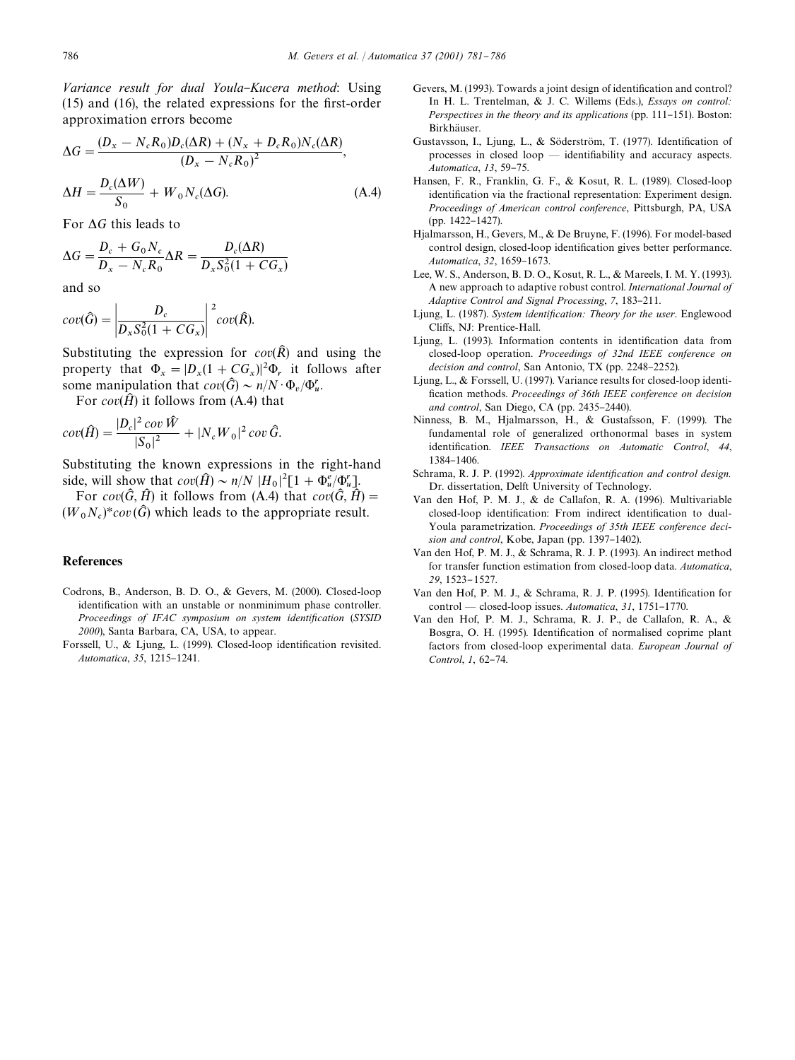*Variance result for dual Youla–Kucera method*: Using (15) and (16), the related expressions for the first-order approximation errors become

$$\Delta G = \frac{(D_x - N_c R_0) D_c(\Delta R) + (N_x + D_c R_0) N_c(\Delta R)}{(D_x - N_c R_0)^2},$$

$$\Delta H = \frac{D_c(\Delta W)}{S_0} + W_0 N_c(\Delta G). \tag{A.4}$$

For $\Delta G$ this leads to

$$\Delta G = \frac{D_c + G_0 N_c}{D_x - N_c R_0} \Delta R = \frac{D_c(\Delta R)}{D_x S_0^2 (1 + C G_x)}$$

and so

$$cov(\hat{G}) = \left| \frac{D_c}{D_x S_0^2 (1 + C G_x)} \right|^2 cov(\hat{R}).$$

Substituting the expression for $cov(\hat{R})$ and using the property that $\Phi_x = |D_x(1 + CG_x)|^2 \Phi_r$ it follows after some manipulation that $cov(\hat{G}) \sim n/N \cdot \Phi_v / \Phi_u^r$.

For $cov(\hat{H})$ it follows from (A.4) that

$$cov(\hat{H}) = \frac{|D_c|^2 \, cov \, \hat{W}}{|S_0|^2} + |N_c W_0|^2 \, cov \, \hat{G}.$$

Substituting the known expressions in the right-hand side, will show that $cov(\hat{H}) \sim n/N \; |H_0|^2 [1 + \Phi_u^e / \Phi_u^r]$.

For $cov(\hat{G}, \hat{H})$ it follows from (A.4) that $cov(\hat{G}, \hat{H}) = (W_0 N_c)^* cov(\hat{G})$ which leads to the appropriate result.

## References

Codrons, B., Anderson, B. D. O., & Gevers, M. (2000). Closed-loop identification with an unstable or nonminimum phase controller. *Proceedings of IFAC symposium on system identification* (*SYSID 2000*), Santa Barbara, CA, USA, to appear.

Forssell, U., & Ljung, L. (1999). Closed-loop identification revisited. *Automatica*, *35*, 1215–1241.

Gevers, M. (1993). Towards a joint design of identification and control? In H. L. Trentelman, & J. C. Willems (Eds.), *Essays on control: Perspectives in the theory and its applications* (pp. 111–151). Boston: Birkhäuser.

Gustavsson, I., Ljung, L., & Söderström, T. (1977). Identification of processes in closed loop — identifiability and accuracy aspects. *Automatica*, *13*, 59–75.

Hansen, F. R., Franklin, G. F., & Kosut, R. L. (1989). Closed-loop identification via the fractional representation: Experiment design. *Proceedings of American control conference*, Pittsburgh, PA, USA (pp. 1422–1427).

Hjalmarsson, H., Gevers, M., & De Bruyne, F. (1996). For model-based control design, closed-loop identification gives better performance. *Automatica*, *32*, 1659–1673.

Lee, W. S., Anderson, B. D. O., Kosut, R. L., & Mareels, I. M. Y. (1993). A new approach to adaptive robust control. *International Journal of Adaptive Control and Signal Processing*, *7*, 183–211.

Ljung, L. (1987). *System identification: Theory for the user*. Englewood Cliffs, NJ: Prentice-Hall.

Ljung, L. (1993). Information contents in identification data from closed-loop operation. *Proceedings of 32nd IEEE conference on decision and control*, San Antonio, TX (pp. 2248–2252).

Ljung, L., & Forssell, U. (1997). Variance results for closed-loop identification methods. *Proceedings of 36th IEEE conference on decision and control*, San Diego, CA (pp. 2435–2440).

Ninness, B. M., Hjalmarsson, H., & Gustafsson, F. (1999). The fundamental role of generalized orthonormal bases in system identification. *IEEE Transactions on Automatic Control*, *44*, 1384–1406.

Schrama, R. J. P. (1992). *Approximate identification and control design*. Dr. dissertation, Delft University of Technology.

Van den Hof, P. M. J., & de Callafon, R. A. (1996). Multivariable closed-loop identification: From indirect identification to dual-Youla parametrization. *Proceedings of 35th IEEE conference decision and control*, Kobe, Japan (pp. 1397–1402).

Van den Hof, P. M. J., & Schrama, R. J. P. (1993). An indirect method for transfer function estimation from closed-loop data. *Automatica*, *29*, 1523–1527.

Van den Hof, P. M. J., & Schrama, R. J. P. (1995). Identification for control — closed-loop issues. *Automatica*, *31*, 1751–1770.

Van den Hof, P. M. J., Schrama, R. J. P., de Callafon, R. A., & Bosgra, O. H. (1995). Identification of normalised coprime plant factors from closed-loop experimental data. *European Journal of Control*, *1*, 62–74.